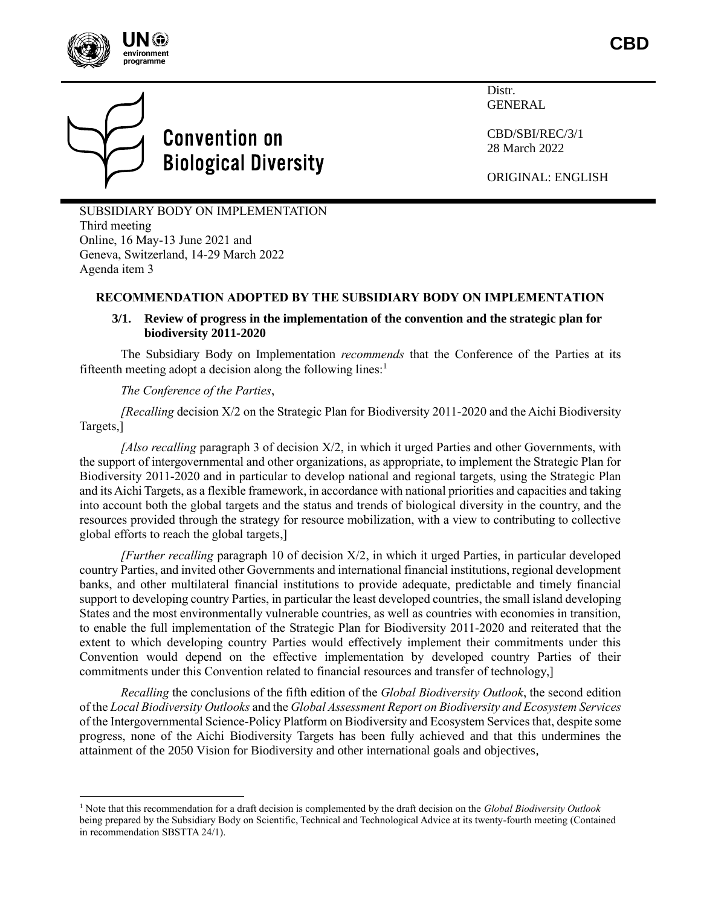CBD

Convention on Biological Diversity

Distr.
GENERAL

CBD/SBI/REC/3/1
28 March 2022

ORIGINAL: ENGLISH

SUBSIDIARY BODY ON IMPLEMENTATION
Third meeting
Online, 16 May-13 June 2021 and
Geneva, Switzerland, 14-29 March 2022
Agenda item 3

## RECOMMENDATION ADOPTED BY THE SUBSIDIARY BODY ON IMPLEMENTATION

### 3/1. Review of progress in the implementation of the convention and the strategic plan for biodiversity 2011-2020

The Subsidiary Body on Implementation *recommends* that the Conference of the Parties at its fifteenth meeting adopt a decision along the following lines:[1]

*The Conference of the Parties*,

*[Recalling* decision X/2 on the Strategic Plan for Biodiversity 2011-2020 and the Aichi Biodiversity Targets,]

*[Also recalling* paragraph 3 of decision X/2, in which it urged Parties and other Governments, with the support of intergovernmental and other organizations, as appropriate, to implement the Strategic Plan for Biodiversity 2011-2020 and in particular to develop national and regional targets, using the Strategic Plan and its Aichi Targets, as a flexible framework, in accordance with national priorities and capacities and taking into account both the global targets and the status and trends of biological diversity in the country, and the resources provided through the strategy for resource mobilization, with a view to contributing to collective global efforts to reach the global targets,]

*[Further recalling* paragraph 10 of decision X/2, in which it urged Parties, in particular developed country Parties, and invited other Governments and international financial institutions, regional development banks, and other multilateral financial institutions to provide adequate, predictable and timely financial support to developing country Parties, in particular the least developed countries, the small island developing States and the most environmentally vulnerable countries, as well as countries with economies in transition, to enable the full implementation of the Strategic Plan for Biodiversity 2011-2020 and reiterated that the extent to which developing country Parties would effectively implement their commitments under this Convention would depend on the effective implementation by developed country Parties of their commitments under this Convention related to financial resources and transfer of technology,]

*Recalling* the conclusions of the fifth edition of the *Global Biodiversity Outlook*, the second edition of the *Local Biodiversity Outlooks* and the *Global Assessment Report on Biodiversity and Ecosystem Services* of the Intergovernmental Science-Policy Platform on Biodiversity and Ecosystem Services that, despite some progress, none of the Aichi Biodiversity Targets has been fully achieved and that this undermines the attainment of the 2050 Vision for Biodiversity and other international goals and objectives,

---

[1] Note that this recommendation for a draft decision is complemented by the draft decision on the *Global Biodiversity Outlook* being prepared by the Subsidiary Body on Scientific, Technical and Technological Advice at its twenty-fourth meeting (Contained in recommendation SBSTTA 24/1).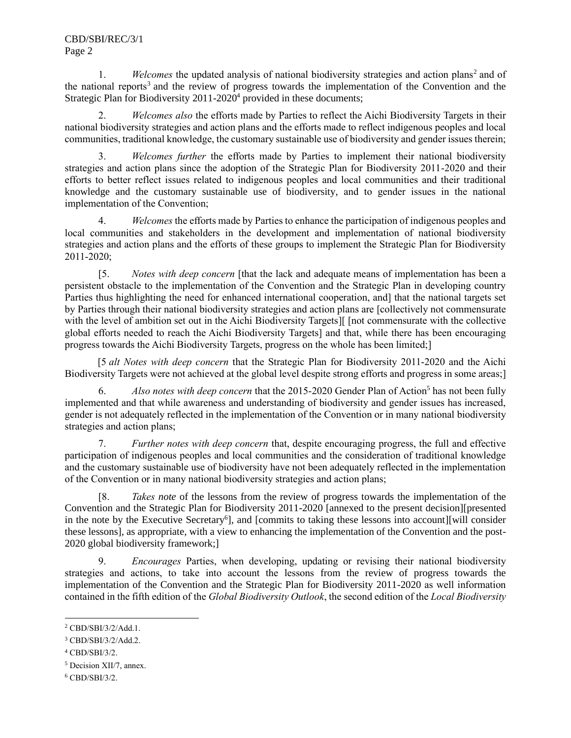1. *Welcomes* the updated analysis of national biodiversity strategies and action plans[2] and of the national reports[3] and the review of progress towards the implementation of the Convention and the Strategic Plan for Biodiversity 2011-2020[4] provided in these documents;

2. *Welcomes also* the efforts made by Parties to reflect the Aichi Biodiversity Targets in their national biodiversity strategies and action plans and the efforts made to reflect indigenous peoples and local communities, traditional knowledge, the customary sustainable use of biodiversity and gender issues therein;

3. *Welcomes further* the efforts made by Parties to implement their national biodiversity strategies and action plans since the adoption of the Strategic Plan for Biodiversity 2011-2020 and their efforts to better reflect issues related to indigenous peoples and local communities and their traditional knowledge and the customary sustainable use of biodiversity, and to gender issues in the national implementation of the Convention;

4. *Welcomes* the efforts made by Parties to enhance the participation of indigenous peoples and local communities and stakeholders in the development and implementation of national biodiversity strategies and action plans and the efforts of these groups to implement the Strategic Plan for Biodiversity 2011-2020;

[5. *Notes with deep concern* [that the lack and adequate means of implementation has been a persistent obstacle to the implementation of the Convention and the Strategic Plan in developing country Parties thus highlighting the need for enhanced international cooperation, and] that the national targets set by Parties through their national biodiversity strategies and action plans are [collectively not commensurate with the level of ambition set out in the Aichi Biodiversity Targets][ [not commensurate with the collective global efforts needed to reach the Aichi Biodiversity Targets] and that, while there has been encouraging progress towards the Aichi Biodiversity Targets, progress on the whole has been limited;]

[5 *alt Notes with deep concern* that the Strategic Plan for Biodiversity 2011-2020 and the Aichi Biodiversity Targets were not achieved at the global level despite strong efforts and progress in some areas;]

6. *Also notes with deep concern* that the 2015-2020 Gender Plan of Action[5] has not been fully implemented and that while awareness and understanding of biodiversity and gender issues has increased, gender is not adequately reflected in the implementation of the Convention or in many national biodiversity strategies and action plans;

7. *Further notes with deep concern* that, despite encouraging progress, the full and effective participation of indigenous peoples and local communities and the consideration of traditional knowledge and the customary sustainable use of biodiversity have not been adequately reflected in the implementation of the Convention or in many national biodiversity strategies and action plans;

[8. *Takes note* of the lessons from the review of progress towards the implementation of the Convention and the Strategic Plan for Biodiversity 2011-2020 [annexed to the present decision][presented in the note by the Executive Secretary[6]], and [commits to taking these lessons into account][will consider these lessons], as appropriate, with a view to enhancing the implementation of the Convention and the post-2020 global biodiversity framework;]

9. *Encourages* Parties, when developing, updating or revising their national biodiversity strategies and actions, to take into account the lessons from the review of progress towards the implementation of the Convention and the Strategic Plan for Biodiversity 2011-2020 as well information contained in the fifth edition of the *Global Biodiversity Outlook*, the second edition of the *Local Biodiversity*

---

[2] CBD/SBI/3/2/Add.1.

[3] CBD/SBI/3/2/Add.2.

[4] CBD/SBI/3/2.

[5] Decision XII/7, annex.

[6] CBD/SBI/3/2.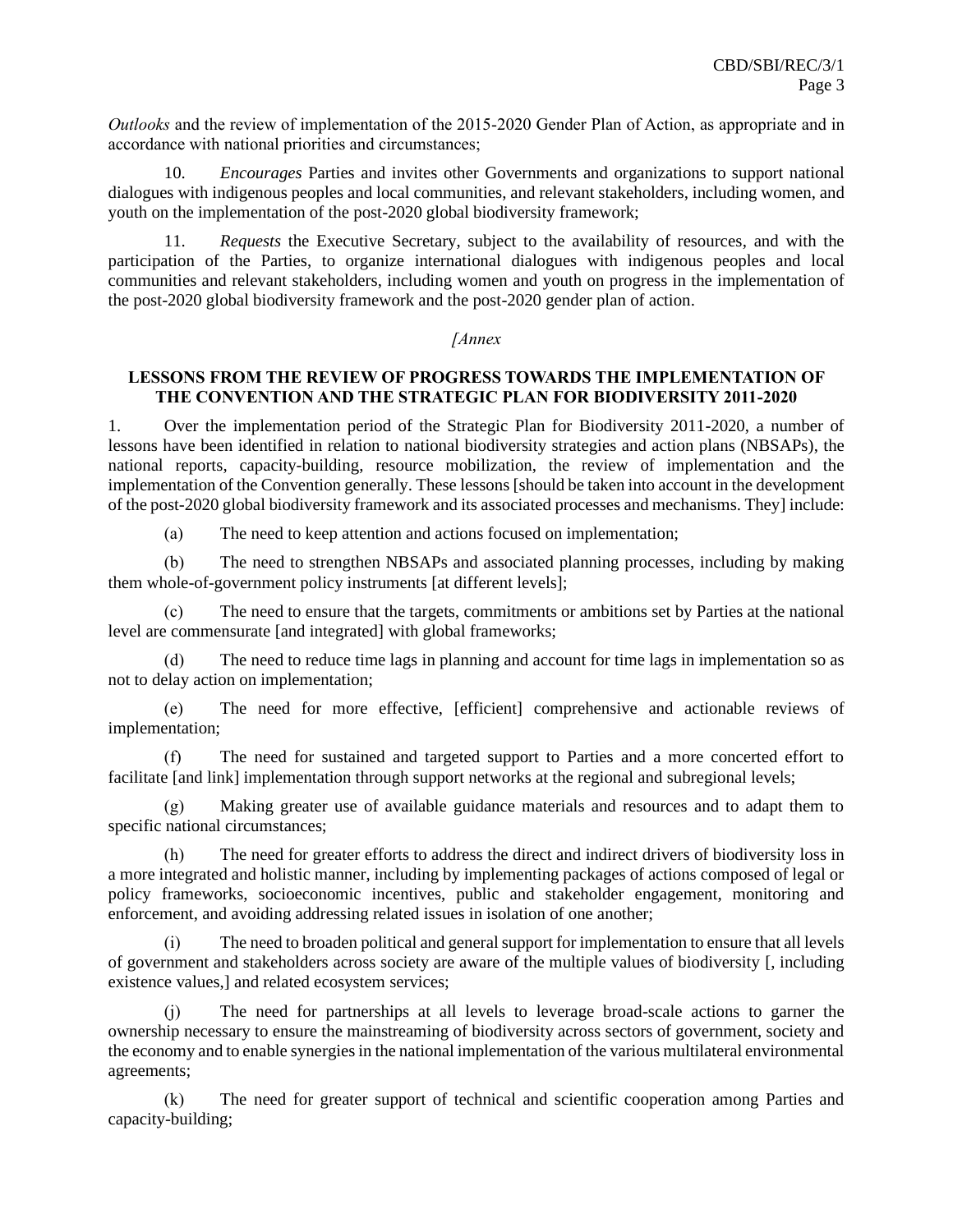*Outlooks* and the review of implementation of the 2015-2020 Gender Plan of Action, as appropriate and in accordance with national priorities and circumstances;

10. *Encourages* Parties and invites other Governments and organizations to support national dialogues with indigenous peoples and local communities, and relevant stakeholders, including women, and youth on the implementation of the post-2020 global biodiversity framework;

11. *Requests* the Executive Secretary, subject to the availability of resources, and with the participation of the Parties, to organize international dialogues with indigenous peoples and local communities and relevant stakeholders, including women and youth on progress in the implementation of the post-2020 global biodiversity framework and the post-2020 gender plan of action.

*[Annex*

**LESSONS FROM THE REVIEW OF PROGRESS TOWARDS THE IMPLEMENTATION OF THE CONVENTION AND THE STRATEGIC PLAN FOR BIODIVERSITY 2011-2020**

1. Over the implementation period of the Strategic Plan for Biodiversity 2011-2020, a number of lessons have been identified in relation to national biodiversity strategies and action plans (NBSAPs), the national reports, capacity-building, resource mobilization, the review of implementation and the implementation of the Convention generally. These lessons [should be taken into account in the development of the post-2020 global biodiversity framework and its associated processes and mechanisms. They] include:

(a) The need to keep attention and actions focused on implementation;

(b) The need to strengthen NBSAPs and associated planning processes, including by making them whole-of-government policy instruments [at different levels];

(c) The need to ensure that the targets, commitments or ambitions set by Parties at the national level are commensurate [and integrated] with global frameworks;

(d) The need to reduce time lags in planning and account for time lags in implementation so as not to delay action on implementation;

(e) The need for more effective, [efficient] comprehensive and actionable reviews of implementation;

(f) The need for sustained and targeted support to Parties and a more concerted effort to facilitate [and link] implementation through support networks at the regional and subregional levels;

(g) Making greater use of available guidance materials and resources and to adapt them to specific national circumstances;

(h) The need for greater efforts to address the direct and indirect drivers of biodiversity loss in a more integrated and holistic manner, including by implementing packages of actions composed of legal or policy frameworks, socioeconomic incentives, public and stakeholder engagement, monitoring and enforcement, and avoiding addressing related issues in isolation of one another;

(i) The need to broaden political and general support for implementation to ensure that all levels of government and stakeholders across society are aware of the multiple values of biodiversity [, including existence values,] and related ecosystem services;

(j) The need for partnerships at all levels to leverage broad-scale actions to garner the ownership necessary to ensure the mainstreaming of biodiversity across sectors of government, society and the economy and to enable synergies in the national implementation of the various multilateral environmental agreements;

(k) The need for greater support of technical and scientific cooperation among Parties and capacity-building;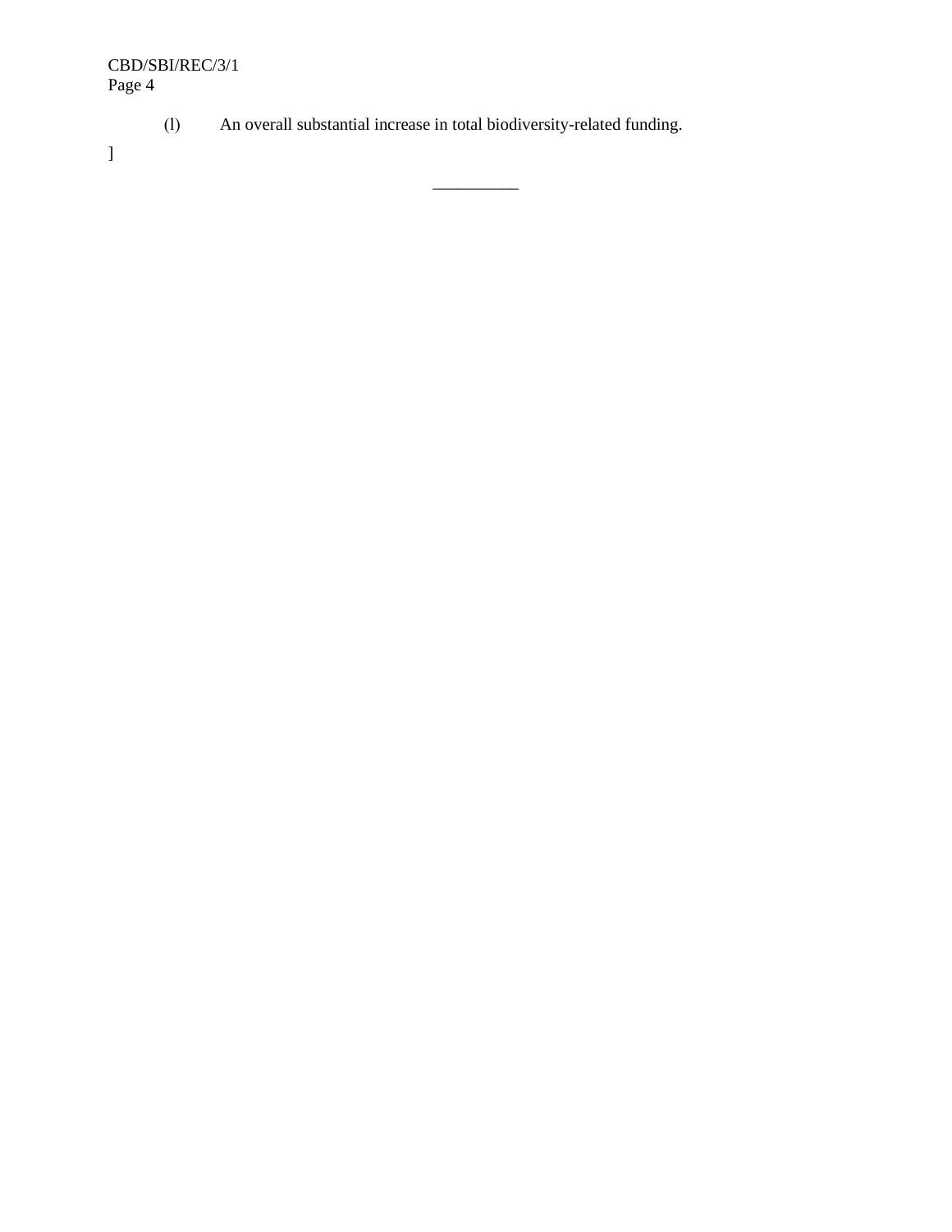(l) An overall substantial increase in total biodiversity-related funding.

]

__________